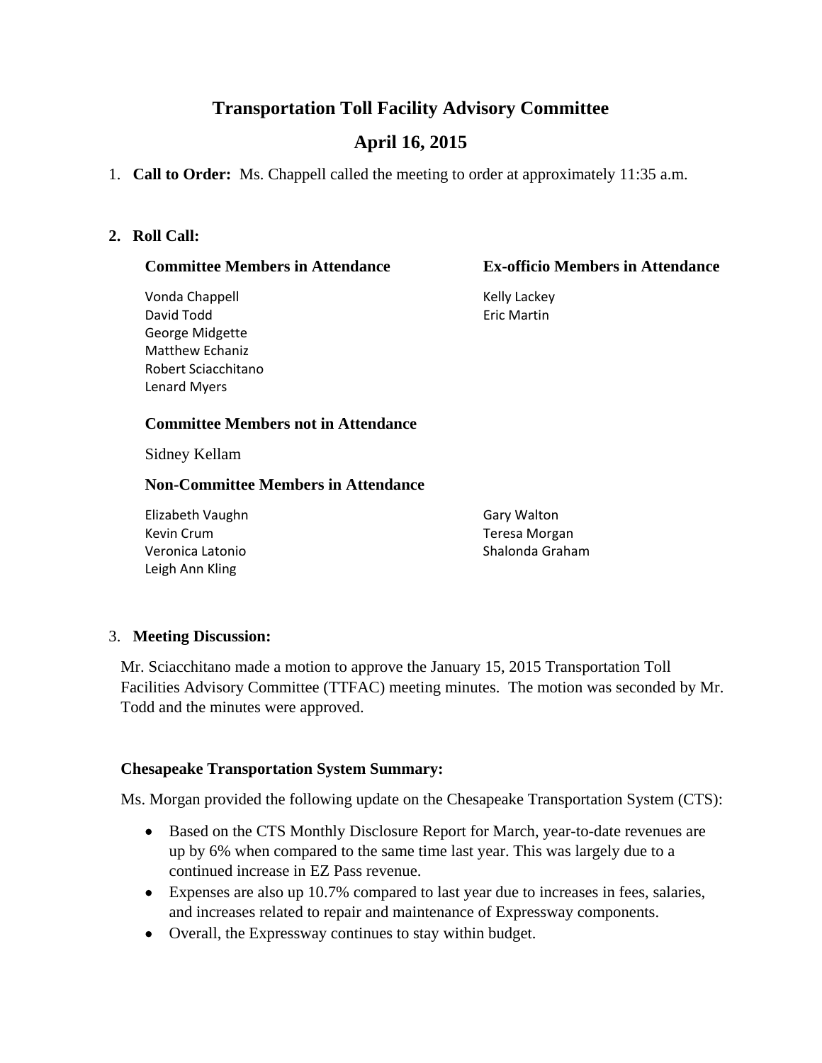# Transportation Toll Facility Advisory Committee

## April 16, 2015

1. **Call to Order:** Ms. Chappell called the meeting to order at approximately 11:35 a.m.

2. **Roll Call:**

   **Committee Members in Attendance**

   Vonda Chappell
   David Todd
   George Midgette
   Matthew Echaniz
   Robert Sciacchitano
   Lenard Myers

   **Ex-officio Members in Attendance**

   Kelly Lackey
   Eric Martin

   **Committee Members not in Attendance**

   Sidney Kellam

   **Non-Committee Members in Attendance**

   Elizabeth Vaughn
   Kevin Crum
   Veronica Latonio
   Leigh Ann Kling
   Gary Walton
   Teresa Morgan
   Shalonda Graham

3. **Meeting Discussion:**

Mr. Sciacchitano made a motion to approve the January 15, 2015 Transportation Toll Facilities Advisory Committee (TTFAC) meeting minutes. The motion was seconded by Mr. Todd and the minutes were approved.

**Chesapeake Transportation System Summary:**

Ms. Morgan provided the following update on the Chesapeake Transportation System (CTS):

- Based on the CTS Monthly Disclosure Report for March, year-to-date revenues are up by 6% when compared to the same time last year. This was largely due to a continued increase in EZ Pass revenue.
- Expenses are also up 10.7% compared to last year due to increases in fees, salaries, and increases related to repair and maintenance of Expressway components.
- Overall, the Expressway continues to stay within budget.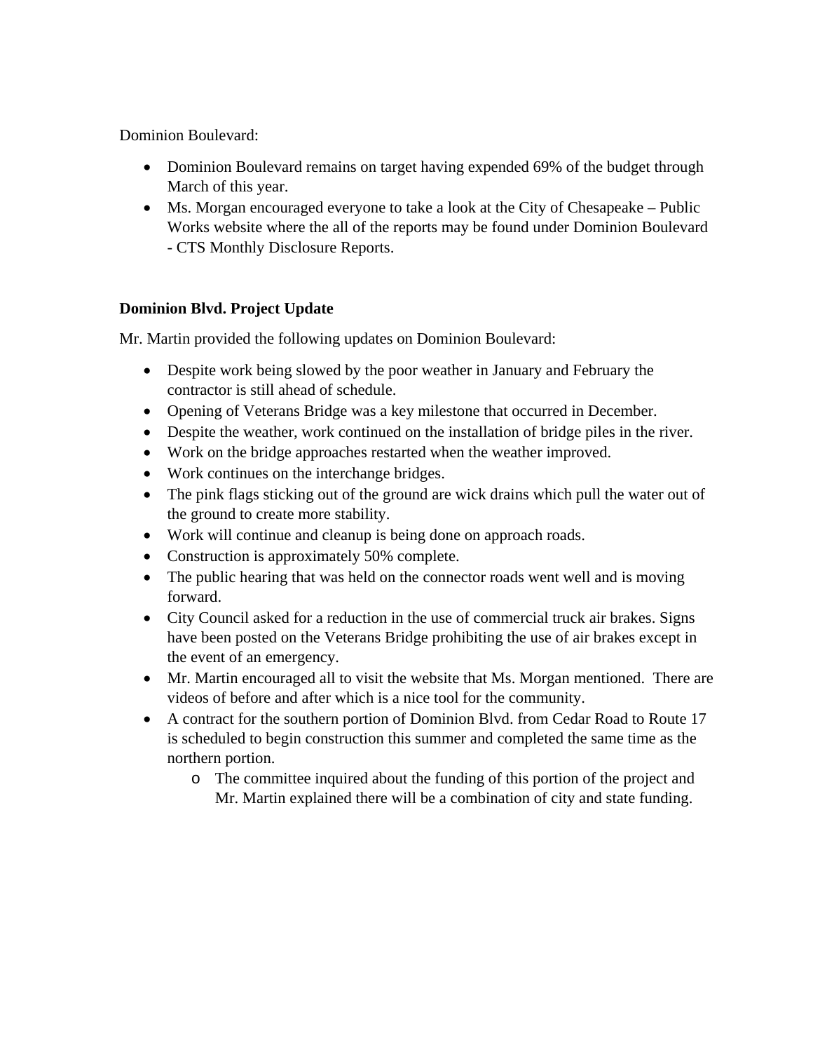Dominion Boulevard:

- Dominion Boulevard remains on target having expended 69% of the budget through March of this year.
- Ms. Morgan encouraged everyone to take a look at the City of Chesapeake – Public Works website where the all of the reports may be found under Dominion Boulevard - CTS Monthly Disclosure Reports.

**Dominion Blvd. Project Update**

Mr. Martin provided the following updates on Dominion Boulevard:

- Despite work being slowed by the poor weather in January and February the contractor is still ahead of schedule.
- Opening of Veterans Bridge was a key milestone that occurred in December.
- Despite the weather, work continued on the installation of bridge piles in the river.
- Work on the bridge approaches restarted when the weather improved.
- Work continues on the interchange bridges.
- The pink flags sticking out of the ground are wick drains which pull the water out of the ground to create more stability.
- Work will continue and cleanup is being done on approach roads.
- Construction is approximately 50% complete.
- The public hearing that was held on the connector roads went well and is moving forward.
- City Council asked for a reduction in the use of commercial truck air brakes. Signs have been posted on the Veterans Bridge prohibiting the use of air brakes except in the event of an emergency.
- Mr. Martin encouraged all to visit the website that Ms. Morgan mentioned. There are videos of before and after which is a nice tool for the community.
- A contract for the southern portion of Dominion Blvd. from Cedar Road to Route 17 is scheduled to begin construction this summer and completed the same time as the northern portion.
    - The committee inquired about the funding of this portion of the project and Mr. Martin explained there will be a combination of city and state funding.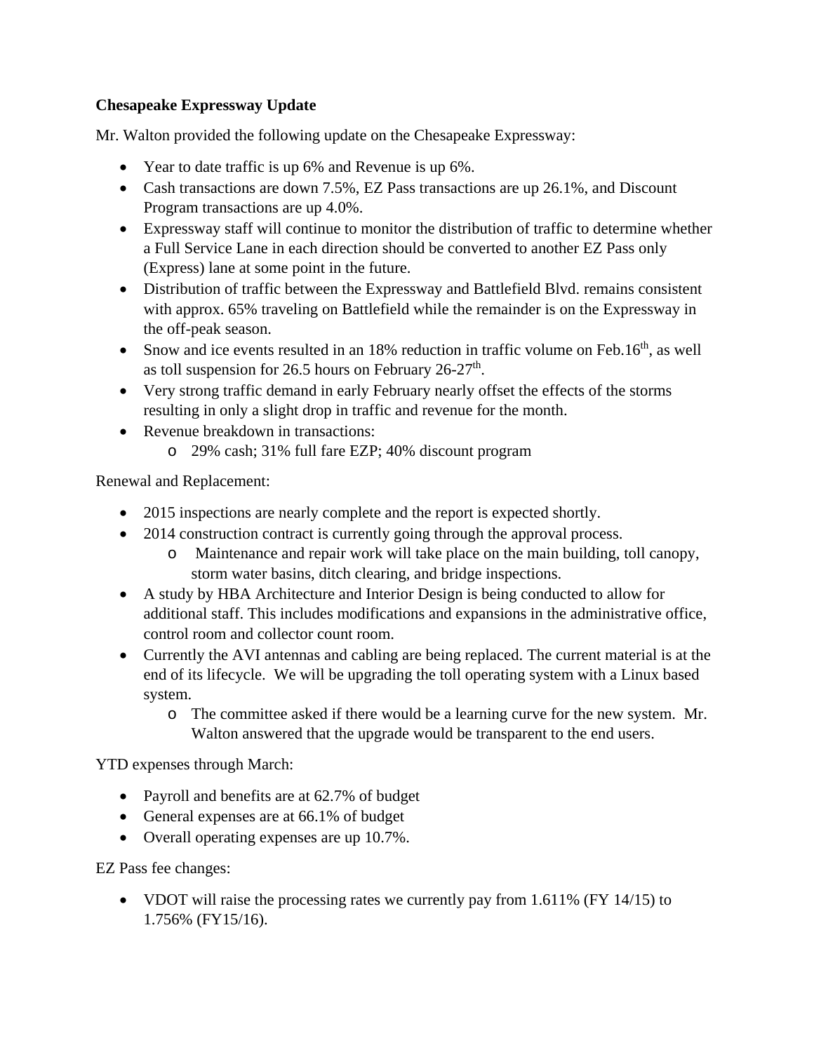**Chesapeake Expressway Update**

Mr. Walton provided the following update on the Chesapeake Expressway:

- Year to date traffic is up 6% and Revenue is up 6%.
- Cash transactions are down 7.5%, EZ Pass transactions are up 26.1%, and Discount Program transactions are up 4.0%.
- Expressway staff will continue to monitor the distribution of traffic to determine whether a Full Service Lane in each direction should be converted to another EZ Pass only (Express) lane at some point in the future.
- Distribution of traffic between the Expressway and Battlefield Blvd. remains consistent with approx. 65% traveling on Battlefield while the remainder is on the Expressway in the off-peak season.
- Snow and ice events resulted in an 18% reduction in traffic volume on Feb.16th, as well as toll suspension for 26.5 hours on February 26-27th.
- Very strong traffic demand in early February nearly offset the effects of the storms resulting in only a slight drop in traffic and revenue for the month.
- Revenue breakdown in transactions:
  - 29% cash; 31% full fare EZP; 40% discount program

Renewal and Replacement:

- 2015 inspections are nearly complete and the report is expected shortly.
- 2014 construction contract is currently going through the approval process.
  - Maintenance and repair work will take place on the main building, toll canopy, storm water basins, ditch clearing, and bridge inspections.
- A study by HBA Architecture and Interior Design is being conducted to allow for additional staff. This includes modifications and expansions in the administrative office, control room and collector count room.
- Currently the AVI antennas and cabling are being replaced. The current material is at the end of its lifecycle. We will be upgrading the toll operating system with a Linux based system.
  - The committee asked if there would be a learning curve for the new system. Mr. Walton answered that the upgrade would be transparent to the end users.

YTD expenses through March:

- Payroll and benefits are at 62.7% of budget
- General expenses are at 66.1% of budget
- Overall operating expenses are up 10.7%.

EZ Pass fee changes:

- VDOT will raise the processing rates we currently pay from 1.611% (FY 14/15) to 1.756% (FY15/16).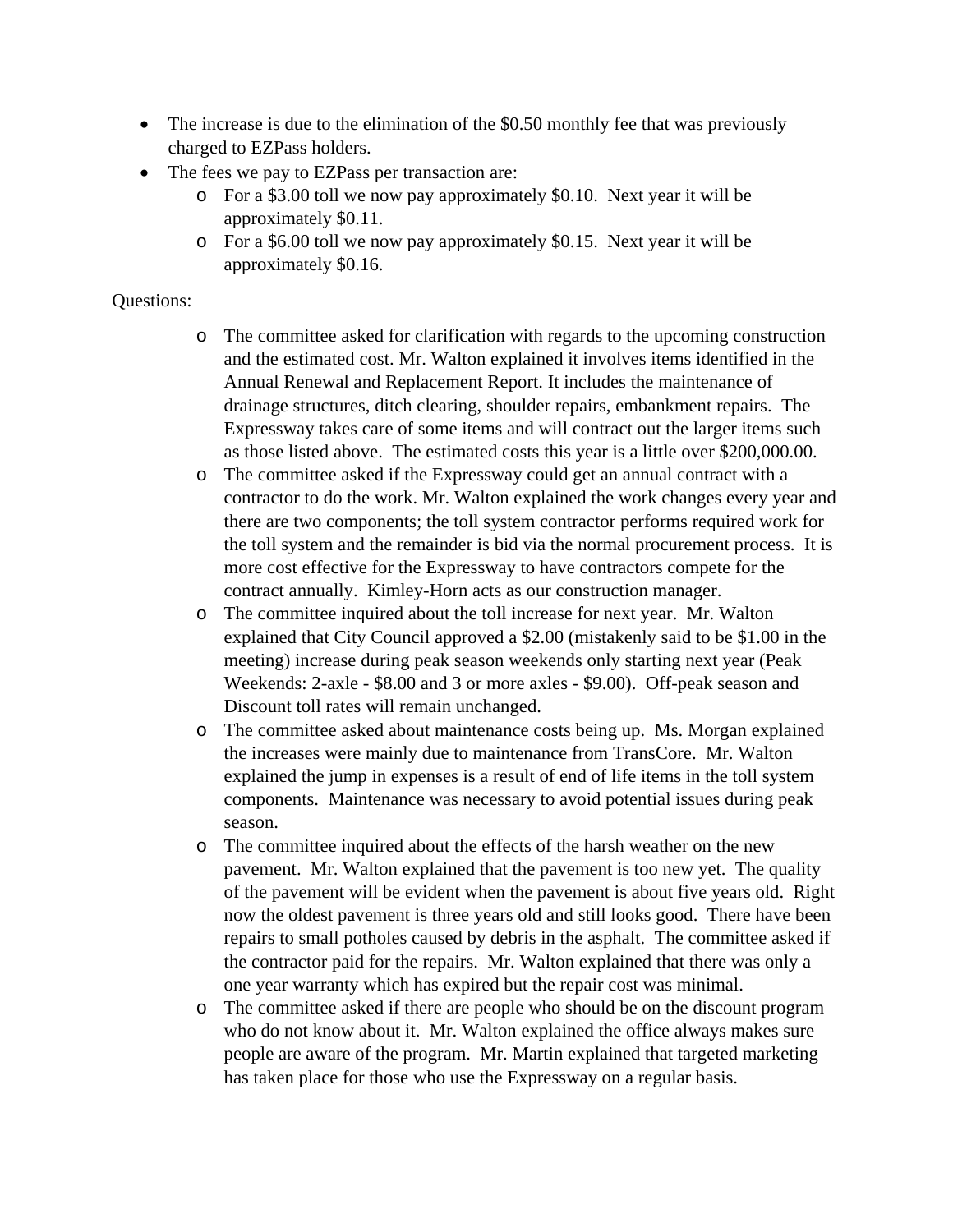- The increase is due to the elimination of the $0.50 monthly fee that was previously charged to EZPass holders.
- The fees we pay to EZPass per transaction are:
  - For a $3.00 toll we now pay approximately $0.10. Next year it will be approximately $0.11.
  - For a $6.00 toll we now pay approximately $0.15. Next year it will be approximately $0.16.

Questions:

- The committee asked for clarification with regards to the upcoming construction and the estimated cost. Mr. Walton explained it involves items identified in the Annual Renewal and Replacement Report. It includes the maintenance of drainage structures, ditch clearing, shoulder repairs, embankment repairs. The Expressway takes care of some items and will contract out the larger items such as those listed above. The estimated costs this year is a little over $200,000.00.
- The committee asked if the Expressway could get an annual contract with a contractor to do the work. Mr. Walton explained the work changes every year and there are two components; the toll system contractor performs required work for the toll system and the remainder is bid via the normal procurement process. It is more cost effective for the Expressway to have contractors compete for the contract annually. Kimley-Horn acts as our construction manager.
- The committee inquired about the toll increase for next year. Mr. Walton explained that City Council approved a $2.00 (mistakenly said to be $1.00 in the meeting) increase during peak season weekends only starting next year (Peak Weekends: 2-axle - $8.00 and 3 or more axles - $9.00). Off-peak season and Discount toll rates will remain unchanged.
- The committee asked about maintenance costs being up. Ms. Morgan explained the increases were mainly due to maintenance from TransCore. Mr. Walton explained the jump in expenses is a result of end of life items in the toll system components. Maintenance was necessary to avoid potential issues during peak season.
- The committee inquired about the effects of the harsh weather on the new pavement. Mr. Walton explained that the pavement is too new yet. The quality of the pavement will be evident when the pavement is about five years old. Right now the oldest pavement is three years old and still looks good. There have been repairs to small potholes caused by debris in the asphalt. The committee asked if the contractor paid for the repairs. Mr. Walton explained that there was only a one year warranty which has expired but the repair cost was minimal.
- The committee asked if there are people who should be on the discount program who do not know about it. Mr. Walton explained the office always makes sure people are aware of the program. Mr. Martin explained that targeted marketing has taken place for those who use the Expressway on a regular basis.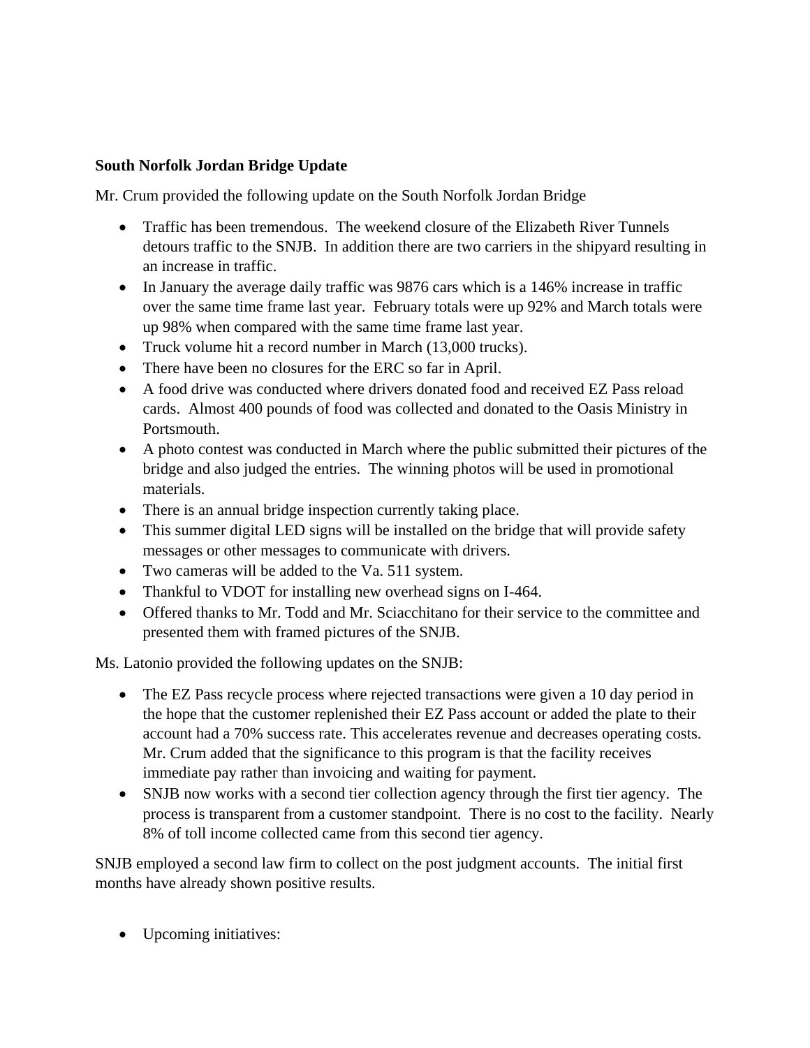**South Norfolk Jordan Bridge Update**

Mr. Crum provided the following update on the South Norfolk Jordan Bridge

- Traffic has been tremendous. The weekend closure of the Elizabeth River Tunnels detours traffic to the SNJB. In addition there are two carriers in the shipyard resulting in an increase in traffic.
- In January the average daily traffic was 9876 cars which is a 146% increase in traffic over the same time frame last year. February totals were up 92% and March totals were up 98% when compared with the same time frame last year.
- Truck volume hit a record number in March (13,000 trucks).
- There have been no closures for the ERC so far in April.
- A food drive was conducted where drivers donated food and received EZ Pass reload cards. Almost 400 pounds of food was collected and donated to the Oasis Ministry in Portsmouth.
- A photo contest was conducted in March where the public submitted their pictures of the bridge and also judged the entries. The winning photos will be used in promotional materials.
- There is an annual bridge inspection currently taking place.
- This summer digital LED signs will be installed on the bridge that will provide safety messages or other messages to communicate with drivers.
- Two cameras will be added to the Va. 511 system.
- Thankful to VDOT for installing new overhead signs on I-464.
- Offered thanks to Mr. Todd and Mr. Sciacchitano for their service to the committee and presented them with framed pictures of the SNJB.

Ms. Latonio provided the following updates on the SNJB:

- The EZ Pass recycle process where rejected transactions were given a 10 day period in the hope that the customer replenished their EZ Pass account or added the plate to their account had a 70% success rate. This accelerates revenue and decreases operating costs. Mr. Crum added that the significance to this program is that the facility receives immediate pay rather than invoicing and waiting for payment.
- SNJB now works with a second tier collection agency through the first tier agency. The process is transparent from a customer standpoint. There is no cost to the facility. Nearly 8% of toll income collected came from this second tier agency.

SNJB employed a second law firm to collect on the post judgment accounts. The initial first months have already shown positive results.

- Upcoming initiatives: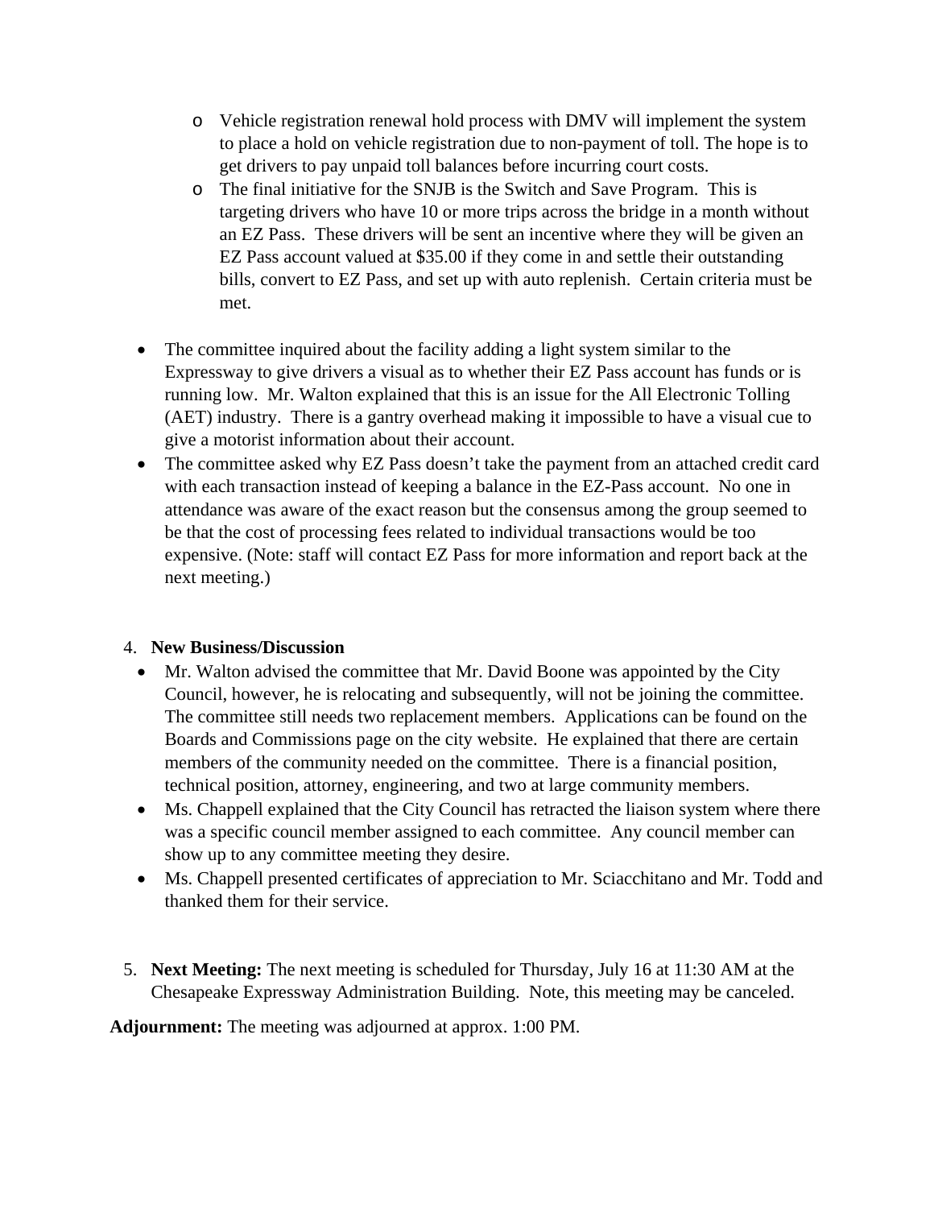- Vehicle registration renewal hold process with DMV will implement the system to place a hold on vehicle registration due to non-payment of toll. The hope is to get drivers to pay unpaid toll balances before incurring court costs.
    - The final initiative for the SNJB is the Switch and Save Program. This is targeting drivers who have 10 or more trips across the bridge in a month without an EZ Pass. These drivers will be sent an incentive where they will be given an EZ Pass account valued at $35.00 if they come in and settle their outstanding bills, convert to EZ Pass, and set up with auto replenish. Certain criteria must be met.

- The committee inquired about the facility adding a light system similar to the Expressway to give drivers a visual as to whether their EZ Pass account has funds or is running low. Mr. Walton explained that this is an issue for the All Electronic Tolling (AET) industry. There is a gantry overhead making it impossible to have a visual cue to give a motorist information about their account.
- The committee asked why EZ Pass doesn't take the payment from an attached credit card with each transaction instead of keeping a balance in the EZ-Pass account. No one in attendance was aware of the exact reason but the consensus among the group seemed to be that the cost of processing fees related to individual transactions would be too expensive. (Note: staff will contact EZ Pass for more information and report back at the next meeting.)

4. **New Business/Discussion**
   - Mr. Walton advised the committee that Mr. David Boone was appointed by the City Council, however, he is relocating and subsequently, will not be joining the committee. The committee still needs two replacement members. Applications can be found on the Boards and Commissions page on the city website. He explained that there are certain members of the community needed on the committee. There is a financial position, technical position, attorney, engineering, and two at large community members.
   - Ms. Chappell explained that the City Council has retracted the liaison system where there was a specific council member assigned to each committee. Any council member can show up to any committee meeting they desire.
   - Ms. Chappell presented certificates of appreciation to Mr. Sciacchitano and Mr. Todd and thanked them for their service.

5. **Next Meeting:** The next meeting is scheduled for Thursday, July 16 at 11:30 AM at the Chesapeake Expressway Administration Building. Note, this meeting may be canceled.

**Adjournment:** The meeting was adjourned at approx. 1:00 PM.